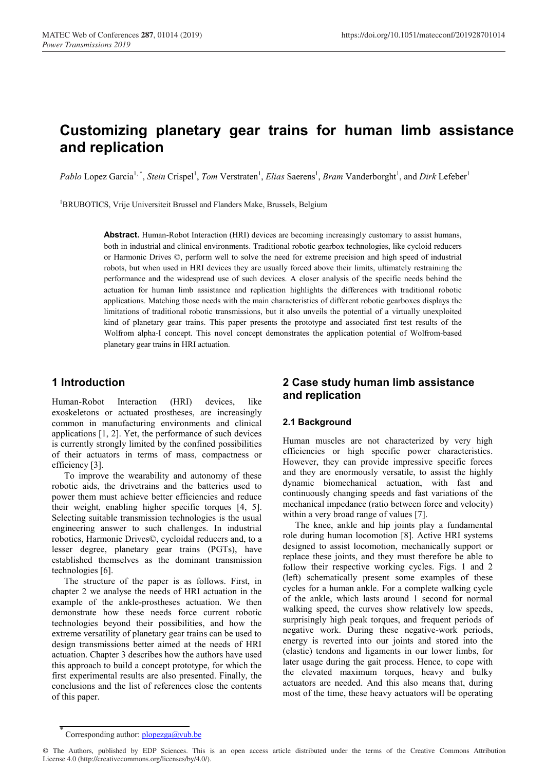# Customizing planetary gear trains for human limb assistance and replication

*Pablo* Lopez Garcia[1,*], *Stein* Crispel[1], *Tom* Verstraten[1], *Elias* Saerens[1], *Bram* Vanderborght[1], and *Dirk* Lefeber[1]

[1]BRUBOTICS, Vrije Universiteit Brussel and Flanders Make, Brussels, Belgium

**Abstract.** Human-Robot Interaction (HRI) devices are becoming increasingly customary to assist humans, both in industrial and clinical environments. Traditional robotic gearbox technologies, like cycloid reducers or Harmonic Drives ©, perform well to solve the need for extreme precision and high speed of industrial robots, but when used in HRI devices they are usually forced above their limits, ultimately restraining the performance and the widespread use of such devices. A closer analysis of the specific needs behind the actuation for human limb assistance and replication highlights the differences with traditional robotic applications. Matching those needs with the main characteristics of different robotic gearboxes displays the limitations of traditional robotic transmissions, but it also unveils the potential of a virtually unexploited kind of planetary gear trains. This paper presents the prototype and associated first test results of the Wolfrom alpha-I concept. This novel concept demonstrates the application potential of Wolfrom-based planetary gear trains in HRI actuation.

## 1 Introduction

Human-Robot Interaction (HRI) devices, like exoskeletons or actuated prostheses, are increasingly common in manufacturing environments and clinical applications [1, 2]. Yet, the performance of such devices is currently strongly limited by the confined possibilities of their actuators in terms of mass, compactness or efficiency [3].

To improve the wearability and autonomy of these robotic aids, the drivetrains and the batteries used to power them must achieve better efficiencies and reduce their weight, enabling higher specific torques [4, 5]. Selecting suitable transmission technologies is the usual engineering answer to such challenges. In industrial robotics, Harmonic Drives©, cycloidal reducers and, to a lesser degree, planetary gear trains (PGTs), have established themselves as the dominant transmission technologies [6].

The structure of the paper is as follows. First, in chapter 2 we analyse the needs of HRI actuation in the example of the ankle-prostheses actuation. We then demonstrate how these needs force current robotic technologies beyond their possibilities, and how the extreme versatility of planetary gear trains can be used to design transmissions better aimed at the needs of HRI actuation. Chapter 3 describes how the authors have used this approach to build a concept prototype, for which the first experimental results are also presented. Finally, the conclusions and the list of references close the contents of this paper.

## 2 Case study human limb assistance and replication

### 2.1 Background

Human muscles are not characterized by very high efficiencies or high specific power characteristics. However, they can provide impressive specific forces and they are enormously versatile, to assist the highly dynamic biomechanical actuation, with fast and continuously changing speeds and fast variations of the mechanical impedance (ratio between force and velocity) within a very broad range of values [7].

The knee, ankle and hip joints play a fundamental role during human locomotion [8]. Active HRI systems designed to assist locomotion, mechanically support or replace these joints, and they must therefore be able to follow their respective working cycles. Figs. 1 and 2 (left) schematically present some examples of these cycles for a human ankle. For a complete walking cycle of the ankle, which lasts around 1 second for normal walking speed, the curves show relatively low speeds, surprisingly high peak torques, and frequent periods of negative work. During these negative-work periods, energy is reverted into our joints and stored into the (elastic) tendons and ligaments in our lower limbs, for later usage during the gait process. Hence, to cope with the elevated maximum torques, heavy and bulky actuators are needed. And this also means that, during most of the time, these heavy actuators will be operating

* Corresponding author: plopezga@vub.be

© The Authors, published by EDP Sciences. This is an open access article distributed under the terms of the Creative Commons Attribution License 4.0 (http://creativecommons.org/licenses/by/4.0/).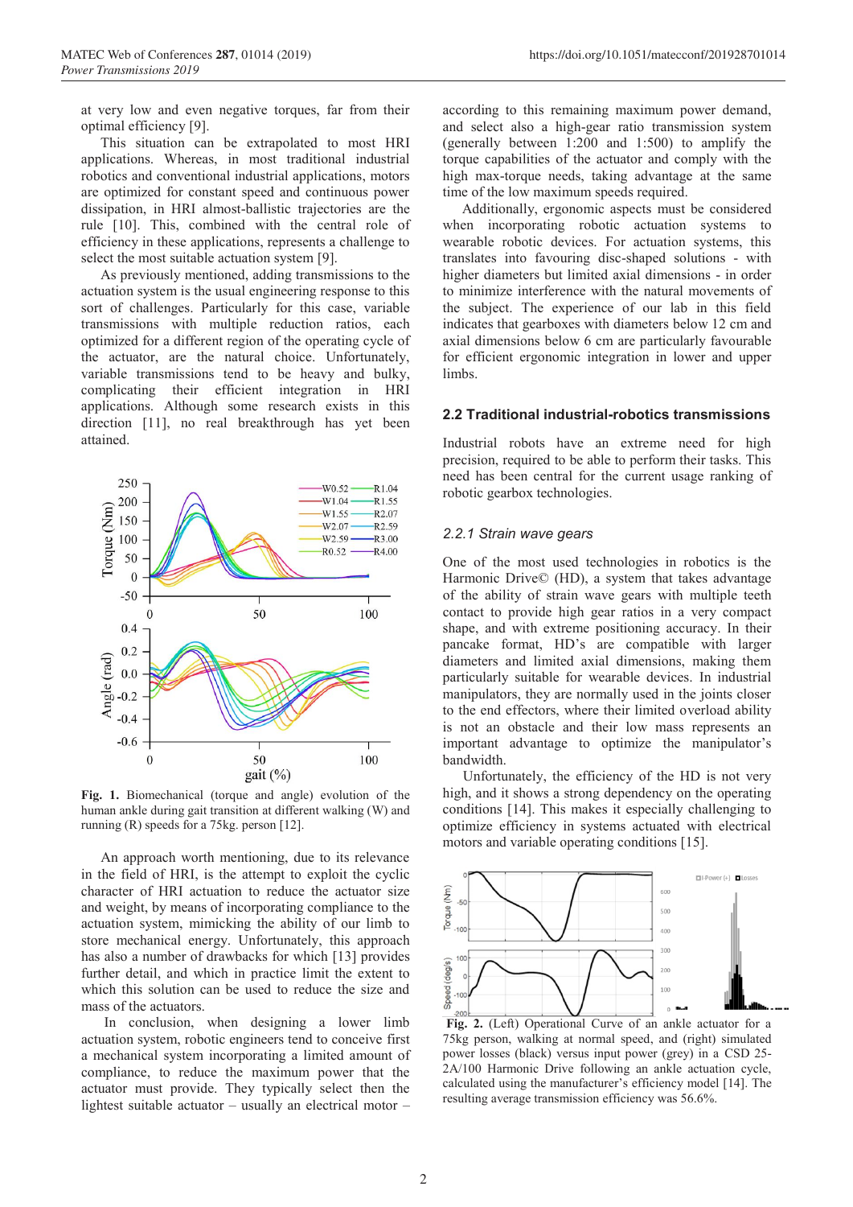at very low and even negative torques, far from their optimal efficiency [9].

This situation can be extrapolated to most HRI applications. Whereas, in most traditional industrial robotics and conventional industrial applications, motors are optimized for constant speed and continuous power dissipation, in HRI almost-ballistic trajectories are the rule [10]. This, combined with the central role of efficiency in these applications, represents a challenge to select the most suitable actuation system [9].

As previously mentioned, adding transmissions to the actuation system is the usual engineering response to this sort of challenges. Particularly for this case, variable transmissions with multiple reduction ratios, each optimized for a different region of the operating cycle of the actuator, are the natural choice. Unfortunately, variable transmissions tend to be heavy and bulky, complicating their efficient integration in HRI applications. Although some research exists in this direction [11], no real breakthrough has yet been attained.

**Fig. 1.** Biomechanical (torque and angle) evolution of the human ankle during gait transition at different walking (W) and running (R) speeds for a 75kg. person [12].

An approach worth mentioning, due to its relevance in the field of HRI, is the attempt to exploit the cyclic character of HRI actuation to reduce the actuator size and weight, by means of incorporating compliance to the actuation system, mimicking the ability of our limb to store mechanical energy. Unfortunately, this approach has also a number of drawbacks for which [13] provides further detail, and which in practice limit the extent to which this solution can be used to reduce the size and mass of the actuators.

In conclusion, when designing a lower limb actuation system, robotic engineers tend to conceive first a mechanical system incorporating a limited amount of compliance, to reduce the maximum power that the actuator must provide. They typically select then the lightest suitable actuator – usually an electrical motor – according to this remaining maximum power demand, and select also a high-gear ratio transmission system (generally between 1:200 and 1:500) to amplify the torque capabilities of the actuator and comply with the high max-torque needs, taking advantage at the same time of the low maximum speeds required.

Additionally, ergonomic aspects must be considered when incorporating robotic actuation systems to wearable robotic devices. For actuation systems, this translates into favouring disc-shaped solutions - with higher diameters but limited axial dimensions - in order to minimize interference with the natural movements of the subject. The experience of our lab in this field indicates that gearboxes with diameters below 12 cm and axial dimensions below 6 cm are particularly favourable for efficient ergonomic integration in lower and upper limbs.

### 2.2 Traditional industrial-robotics transmissions

Industrial robots have an extreme need for high precision, required to be able to perform their tasks. This need has been central for the current usage ranking of robotic gearbox technologies.

#### *2.2.1 Strain wave gears*

One of the most used technologies in robotics is the Harmonic Drive© (HD), a system that takes advantage of the ability of strain wave gears with multiple teeth contact to provide high gear ratios in a very compact shape, and with extreme positioning accuracy. In their pancake format, HD's are compatible with larger diameters and limited axial dimensions, making them particularly suitable for wearable devices. In industrial manipulators, they are normally used in the joints closer to the end effectors, where their limited overload ability is not an obstacle and their low mass represents an important advantage to optimize the manipulator's bandwidth.

Unfortunately, the efficiency of the HD is not very high, and it shows a strong dependency on the operating conditions [14]. This makes it especially challenging to optimize efficiency in systems actuated with electrical motors and variable operating conditions [15].

**Fig. 2.** (Left) Operational Curve of an ankle actuator for a 75kg person, walking at normal speed, and (right) simulated power losses (black) versus input power (grey) in a CSD 25-2A/100 Harmonic Drive following an ankle actuation cycle, calculated using the manufacturer's efficiency model [14]. The resulting average transmission efficiency was 56.6%.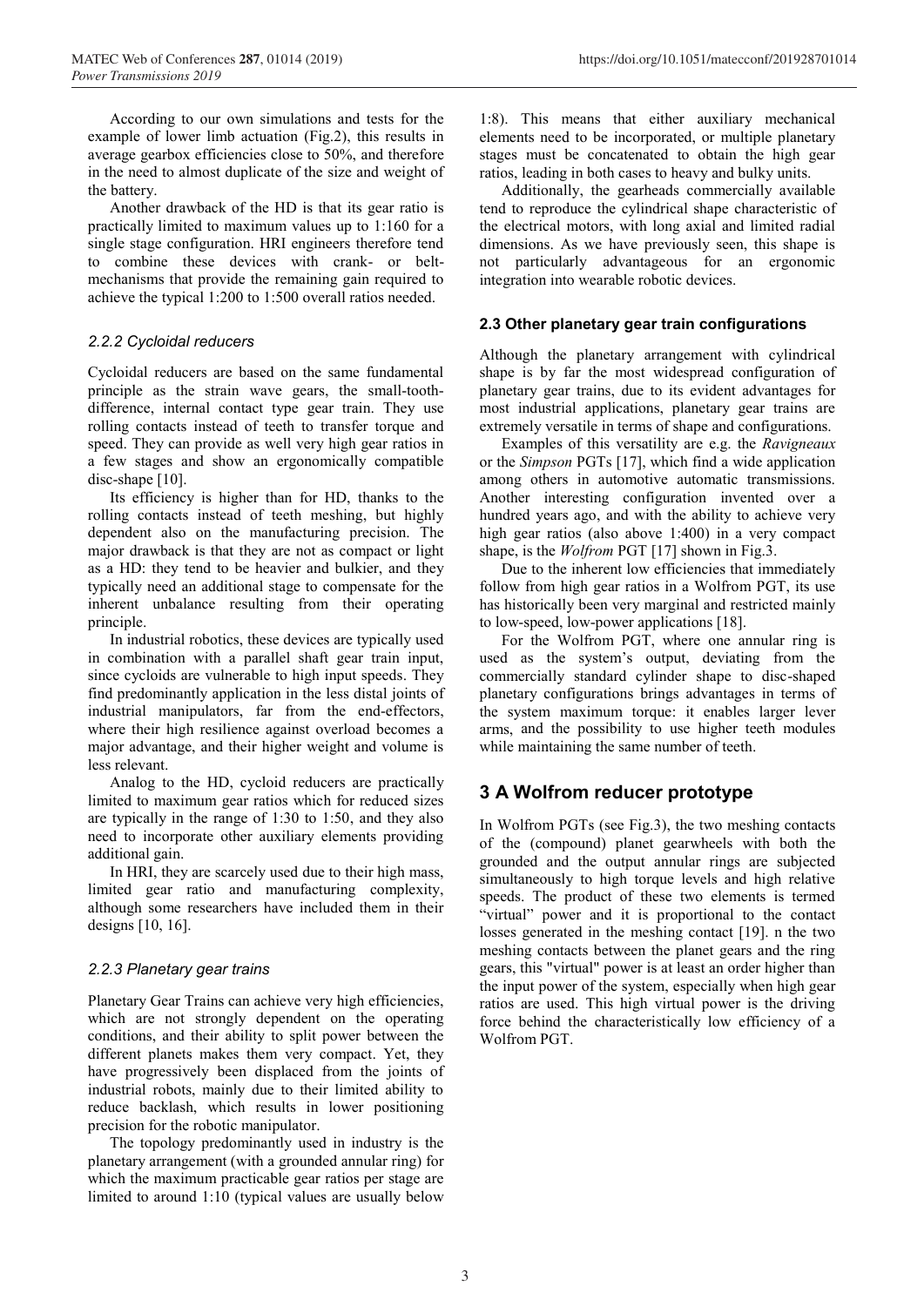According to our own simulations and tests for the example of lower limb actuation (Fig.2), this results in average gearbox efficiencies close to 50%, and therefore in the need to almost duplicate of the size and weight of the battery.

Another drawback of the HD is that its gear ratio is practically limited to maximum values up to 1:160 for a single stage configuration. HRI engineers therefore tend to combine these devices with crank- or belt-mechanisms that provide the remaining gain required to achieve the typical 1:200 to 1:500 overall ratios needed.

#### *2.2.2 Cycloidal reducers*

Cycloidal reducers are based on the same fundamental principle as the strain wave gears, the small-tooth-difference, internal contact type gear train. They use rolling contacts instead of teeth to transfer torque and speed. They can provide as well very high gear ratios in a few stages and show an ergonomically compatible disc-shape [10].

Its efficiency is higher than for HD, thanks to the rolling contacts instead of teeth meshing, but highly dependent also on the manufacturing precision. The major drawback is that they are not as compact or light as a HD: they tend to be heavier and bulkier, and they typically need an additional stage to compensate for the inherent unbalance resulting from their operating principle.

In industrial robotics, these devices are typically used in combination with a parallel shaft gear train input, since cycloids are vulnerable to high input speeds. They find predominantly application in the less distal joints of industrial manipulators, far from the end-effectors, where their high resilience against overload becomes a major advantage, and their higher weight and volume is less relevant.

Analog to the HD, cycloid reducers are practically limited to maximum gear ratios which for reduced sizes are typically in the range of 1:30 to 1:50, and they also need to incorporate other auxiliary elements providing additional gain.

In HRI, they are scarcely used due to their high mass, limited gear ratio and manufacturing complexity, although some researchers have included them in their designs [10, 16].

#### *2.2.3 Planetary gear trains*

Planetary Gear Trains can achieve very high efficiencies, which are not strongly dependent on the operating conditions, and their ability to split power between the different planets makes them very compact. Yet, they have progressively been displaced from the joints of industrial robots, mainly due to their limited ability to reduce backlash, which results in lower positioning precision for the robotic manipulator.

The topology predominantly used in industry is the planetary arrangement (with a grounded annular ring) for which the maximum practicable gear ratios per stage are limited to around 1:10 (typical values are usually below 1:8). This means that either auxiliary mechanical elements need to be incorporated, or multiple planetary stages must be concatenated to obtain the high gear ratios, leading in both cases to heavy and bulky units.

Additionally, the gearheads commercially available tend to reproduce the cylindrical shape characteristic of the electrical motors, with long axial and limited radial dimensions. As we have previously seen, this shape is not particularly advantageous for an ergonomic integration into wearable robotic devices.

### 2.3 Other planetary gear train configurations

Although the planetary arrangement with cylindrical shape is by far the most widespread configuration of planetary gear trains, due to its evident advantages for most industrial applications, planetary gear trains are extremely versatile in terms of shape and configurations.

Examples of this versatility are e.g. the *Ravigneaux* or the *Simpson* PGTs [17], which find a wide application among others in automotive automatic transmissions. Another interesting configuration invented over a hundred years ago, and with the ability to achieve very high gear ratios (also above 1:400) in a very compact shape, is the *Wolfrom* PGT [17] shown in Fig.3.

Due to the inherent low efficiencies that immediately follow from high gear ratios in a Wolfrom PGT, its use has historically been very marginal and restricted mainly to low-speed, low-power applications [18].

For the Wolfrom PGT, where one annular ring is used as the system's output, deviating from the commercially standard cylinder shape to disc-shaped planetary configurations brings advantages in terms of the system maximum torque: it enables larger lever arms, and the possibility to use higher teeth modules while maintaining the same number of teeth.

## 3 A Wolfrom reducer prototype

In Wolfrom PGTs (see Fig.3), the two meshing contacts of the (compound) planet gearwheels with both the grounded and the output annular rings are subjected simultaneously to high torque levels and high relative speeds. The product of these two elements is termed "virtual" power and it is proportional to the contact losses generated in the meshing contact [19]. n the two meshing contacts between the planet gears and the ring gears, this "virtual" power is at least an order higher than the input power of the system, especially when high gear ratios are used. This high virtual power is the driving force behind the characteristically low efficiency of a Wolfrom PGT.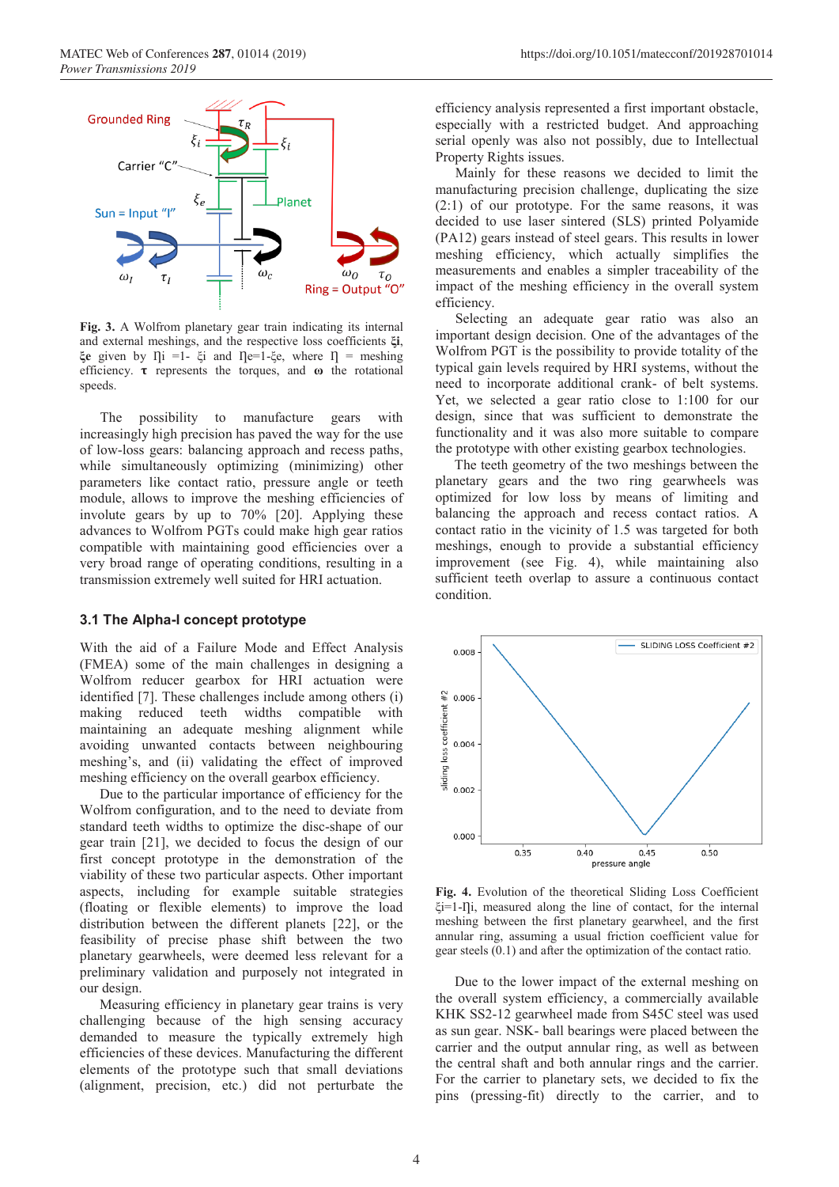Grounded Ring

$\tau_R$

$\xi_i$

$\xi_i$

Carrier "C"

$\xi_e$

Planet

Sun = Input "I"

$\omega_I$ $\tau_I$

$\omega_C$

$\omega_O$ $\tau_O$

Ring = Output "O"

**Fig. 3.** A Wolfrom planetary gear train indicating its internal and external meshings, and the respective loss coefficients **ξi**, ξe given by Ꞃi =1- ξi and Ꞃe=1-ξe, where Ꞃ = meshing efficiency. **τ** represents the torques, and **ω** the rotational speeds.

The possibility to manufacture gears with increasingly high precision has paved the way for the use of low-loss gears: balancing approach and recess paths, while simultaneously optimizing (minimizing) other parameters like contact ratio, pressure angle or teeth module, allows to improve the meshing efficiencies of involute gears by up to 70% [20]. Applying these advances to Wolfrom PGTs could make high gear ratios compatible with maintaining good efficiencies over a very broad range of operating conditions, resulting in a transmission extremely well suited for HRI actuation.

### 3.1 The Alpha-I concept prototype

With the aid of a Failure Mode and Effect Analysis (FMEA) some of the main challenges in designing a Wolfrom reducer gearbox for HRI actuation were identified [7]. These challenges include among others (i) making reduced teeth widths compatible with maintaining an adequate meshing alignment while avoiding unwanted contacts between neighbouring meshing's, and (ii) validating the effect of improved meshing efficiency on the overall gearbox efficiency.

Due to the particular importance of efficiency for the Wolfrom configuration, and to the need to deviate from standard teeth widths to optimize the disc-shape of our gear train [21], we decided to focus the design of our first concept prototype in the demonstration of the viability of these two particular aspects. Other important aspects, including for example suitable strategies (floating or flexible elements) to improve the load distribution between the different planets [22], or the feasibility of precise phase shift between the two planetary gearwheels, were deemed less relevant for a preliminary validation and purposely not integrated in our design.

Measuring efficiency in planetary gear trains is very challenging because of the high sensing accuracy demanded to measure the typically extremely high efficiencies of these devices. Manufacturing the different elements of the prototype such that small deviations (alignment, precision, etc.) did not perturbate the efficiency analysis represented a first important obstacle, especially with a restricted budget. And approaching serial openly was also not possibly, due to Intellectual Property Rights issues.

Mainly for these reasons we decided to limit the manufacturing precision challenge, duplicating the size (2:1) of our prototype. For the same reasons, it was decided to use laser sintered (SLS) printed Polyamide (PA12) gears instead of steel gears. This results in lower meshing efficiency, which actually simplifies the measurements and enables a simpler traceability of the impact of the meshing efficiency in the overall system efficiency.

Selecting an adequate gear ratio was also an important design decision. One of the advantages of the Wolfrom PGT is the possibility to provide totality of the typical gain levels required by HRI systems, without the need to incorporate additional crank- of belt systems. Yet, we selected a gear ratio close to 1:100 for our design, since that was sufficient to demonstrate the functionality and it was also more suitable to compare the prototype with other existing gearbox technologies.

The teeth geometry of the two meshings between the planetary gears and the two ring gearwheels was optimized for low loss by means of limiting and balancing the approach and recess contact ratios. A contact ratio in the vicinity of 1.5 was targeted for both meshings, enough to provide a substantial efficiency improvement (see Fig. 4), while maintaining also sufficient teeth overlap to assure a continuous contact condition.

SLIDING LOSS Coefficient #2

sliding loss coefficient #2

0.008
0.006
0.004
0.002
0.000

0.35
0.40
0.45
0.50

pressure angle

**Fig. 4.** Evolution of the theoretical Sliding Loss Coefficient ξi=1-Ꞃi, measured along the line of contact, for the internal meshing between the first planetary gearwheel, and the first annular ring, assuming a usual friction coefficient value for gear steels (0.1) and after the optimization of the contact ratio.

Due to the lower impact of the external meshing on the overall system efficiency, a commercially available KHK SS2-12 gearwheel made from S45C steel was used as sun gear. NSK- ball bearings were placed between the carrier and the output annular ring, as well as between the central shaft and both annular rings and the carrier. For the carrier to planetary sets, we decided to fix the pins (pressing-fit) directly to the carrier, and to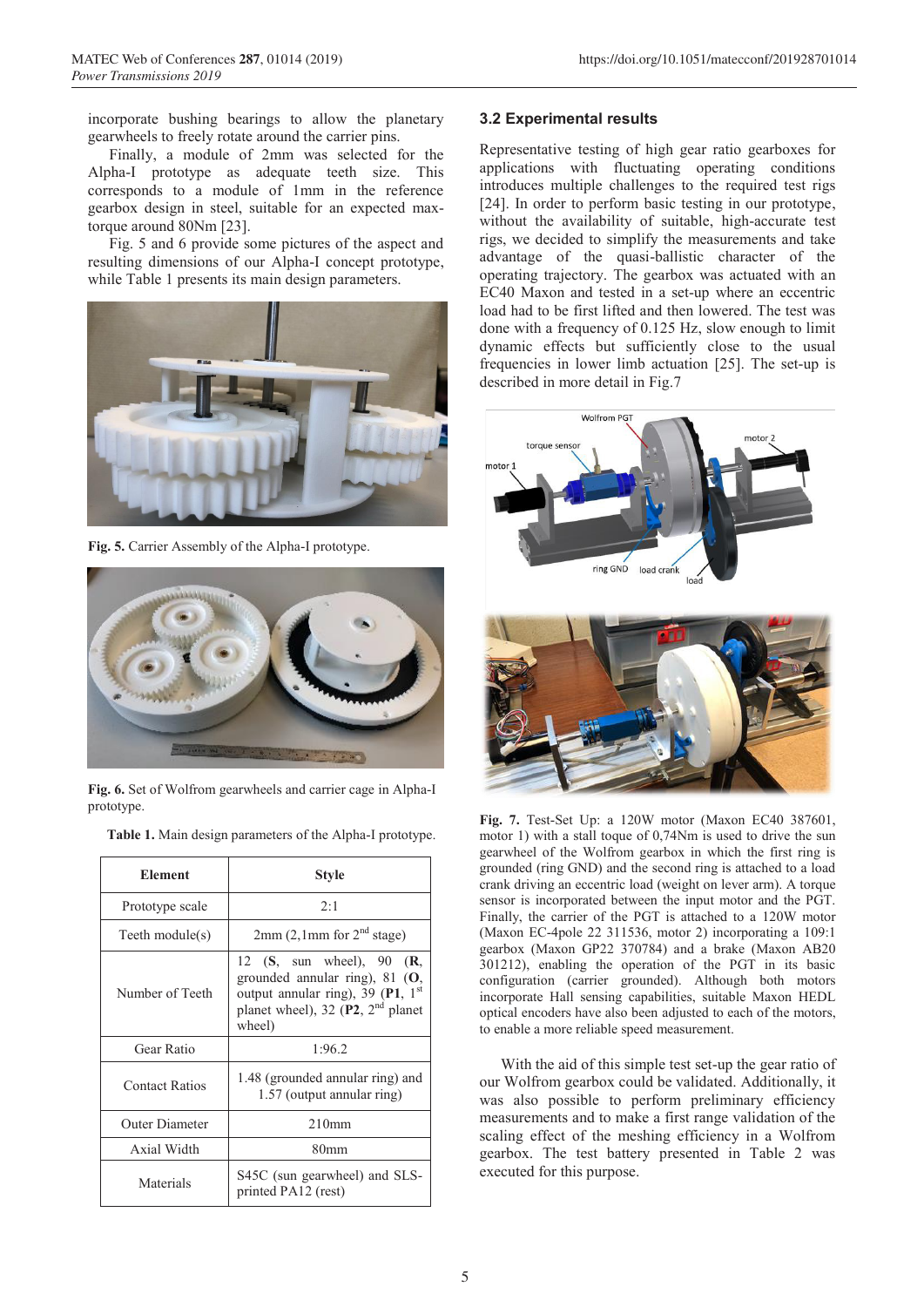incorporate bushing bearings to allow the planetary gearwheels to freely rotate around the carrier pins.

Finally, a module of 2mm was selected for the Alpha-I prototype as adequate teeth size. This corresponds to a module of 1mm in the reference gearbox design in steel, suitable for an expected max-torque around 80Nm [23].

Fig. 5 and 6 provide some pictures of the aspect and resulting dimensions of our Alpha-I concept prototype, while Table 1 presents its main design parameters.

**Fig. 5.** Carrier Assembly of the Alpha-I prototype.

**Fig. 6.** Set of Wolfrom gearwheels and carrier cage in Alpha-I prototype.

**Table 1.** Main design parameters of the Alpha-I prototype.

| Element | Style |
|---|---|
| Prototype scale | 2:1 |
| Teeth module(s) | 2mm (2,1mm for 2nd stage) |
| Number of Teeth | 12 (**S**, sun wheel), 90 (**R**, grounded annular ring), 81 (**O**, output annular ring), 39 (**P1**, 1st planet wheel), 32 (**P2**, 2nd planet wheel) |
| Gear Ratio | 1:96.2 |
| Contact Ratios | 1.48 (grounded annular ring) and 1.57 (output annular ring) |
| Outer Diameter | 210mm |
| Axial Width | 80mm |
| Materials | S45C (sun gearwheel) and SLS-printed PA12 (rest) |

### 3.2 Experimental results

Representative testing of high gear ratio gearboxes for applications with fluctuating operating conditions introduces multiple challenges to the required test rigs [24]. In order to perform basic testing in our prototype, without the availability of suitable, high-accurate test rigs, we decided to simplify the measurements and take advantage of the quasi-ballistic character of the operating trajectory. The gearbox was actuated with an EC40 Maxon and tested in a set-up where an eccentric load had to be first lifted and then lowered. The test was done with a frequency of 0.125 Hz, slow enough to limit dynamic effects but sufficiently close to the usual frequencies in lower limb actuation [25]. The set-up is described in more detail in Fig.7

**Fig. 7.** Test-Set Up: a 120W motor (Maxon EC40 387601, motor 1) with a stall toque of 0,74Nm is used to drive the sun gearwheel of the Wolfrom gearbox in which the first ring is grounded (ring GND) and the second ring is attached to a load crank driving an eccentric load (weight on lever arm). A torque sensor is incorporated between the input motor and the PGT. Finally, the carrier of the PGT is attached to a 120W motor (Maxon EC-4pole 22 311536, motor 2) incorporating a 109:1 gearbox (Maxon GP22 370784) and a brake (Maxon AB20 301212), enabling the operation of the PGT in its basic configuration (carrier grounded). Although both motors incorporate Hall sensing capabilities, suitable Maxon HEDL optical encoders have also been adjusted to each of the motors, to enable a more reliable speed measurement.

With the aid of this simple test set-up the gear ratio of our Wolfrom gearbox could be validated. Additionally, it was also possible to perform preliminary efficiency measurements and to make a first range validation of the scaling effect of the meshing efficiency in a Wolfrom gearbox. The test battery presented in Table 2 was executed for this purpose.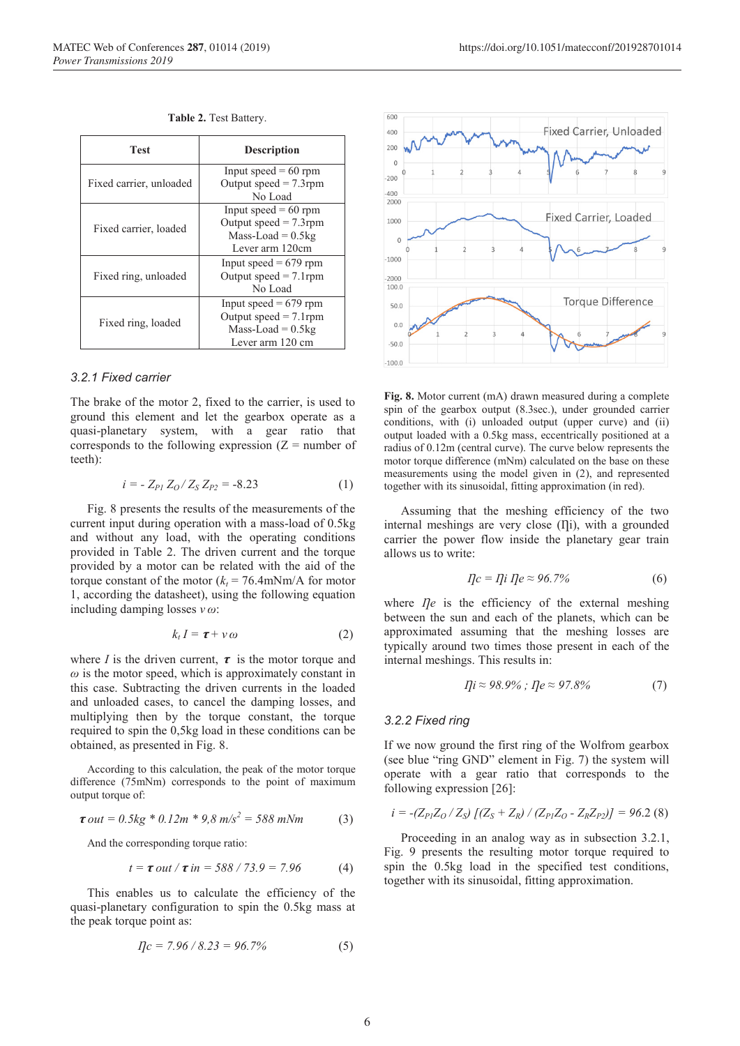**Table 2.** Test Battery.

| Test | Description |
| --- | --- |
| Fixed carrier, unloaded | Input speed = 60 rpm<br>Output speed = 7.3rpm<br>No Load |
| Fixed carrier, loaded | Input speed = 60 rpm<br>Output speed = 7.3rpm<br>Mass-Load = 0.5kg<br>Lever arm 120cm |
| Fixed ring, unloaded | Input speed = 679 rpm<br>Output speed = 7.1rpm<br>No Load |
| Fixed ring, loaded | Input speed = 679 rpm<br>Output speed = 7.1rpm<br>Mass-Load = 0.5kg<br>Lever arm 120 cm |

### 3.2.1 Fixed carrier

The brake of the motor 2, fixed to the carrier, is used to ground this element and let the gearbox operate as a quasi-planetary system, with a gear ratio that corresponds to the following expression (Z = number of teeth):

$$i = - Z_{P1}\, Z_O \,/\, Z_S\, Z_{P2} = -8.23 \quad (1)$$

Fig. 8 presents the results of the measurements of the current input during operation with a mass-load of 0.5kg and without any load, with the operating conditions provided in Table 2. The driven current and the torque provided by a motor can be related with the aid of the torque constant of the motor ($k_t$ = 76.4mNm/A for motor 1, according the datasheet), using the following equation including damping losses $\nu\,\omega$:

$$k_t\, I = \tau + \nu\,\omega \quad (2)$$

where $I$ is the driven current, $\tau$ is the motor torque and $\omega$ is the motor speed, which is approximately constant in this case. Subtracting the driven currents in the loaded and unloaded cases, to cancel the damping losses, and multiplying then by the torque constant, the torque required to spin the 0,5kg load in these conditions can be obtained, as presented in Fig. 8.

According to this calculation, the peak of the motor torque difference (75mNm) corresponds to the point of maximum output torque of:

$$\tau_{out} = 0.5kg * 0.12m * 9{,}8\ m/s^2 = 588\ mNm \quad (3)$$

And the corresponding torque ratio:

$$t = \tau_{out} / \tau_{in} = 588 / 73.9 = 7.96 \quad (4)$$

This enables us to calculate the efficiency of the quasi-planetary configuration to spin the 0.5kg mass at the peak torque point as:

$$\eta_c = 7.96 / 8.23 = 96.7\% \quad (5)$$

**Fig. 8.** Motor current (mA) drawn measured during a complete spin of the gearbox output (8.3sec.), under grounded carrier conditions, with (i) unloaded output (upper curve) and (ii) output loaded with a 0.5kg mass, eccentrically positioned at a radius of 0.12m (central curve). The curve below represents the motor torque difference (mNm) calculated on the base on these measurements using the model given in (2), and represented together with its sinusoidal, fitting approximation (in red).

Assuming that the meshing efficiency of the two internal meshings are very close ($\eta_i$), with a grounded carrier the power flow inside the planetary gear train allows us to write:

$$\eta_c = \eta_i\, \eta_e \approx 96.7\% \quad (6)$$

where $\eta_e$ is the efficiency of the external meshing between the sun and each of the planets, which can be approximated assuming that the meshing losses are typically around two times those present in each of the internal meshings. This results in:

$$\eta_i \approx 98.9\%\ ;\ \eta_e \approx 97.8\% \quad (7)$$

### 3.2.2 Fixed ring

If we now ground the first ring of the Wolfrom gearbox (see blue "ring GND" element in Fig. 7) the system will operate with a gear ratio that corresponds to the following expression [26]:

$$i = -(Z_{P1} Z_O / Z_S)\ [(Z_S + Z_R) / (Z_{P1} Z_O - Z_R Z_{P2})] = 96.2 \quad (8)$$

Proceeding in an analog way as in subsection 3.2.1, Fig. 9 presents the resulting motor torque required to spin the 0.5kg load in the specified test conditions, together with its sinusoidal, fitting approximation.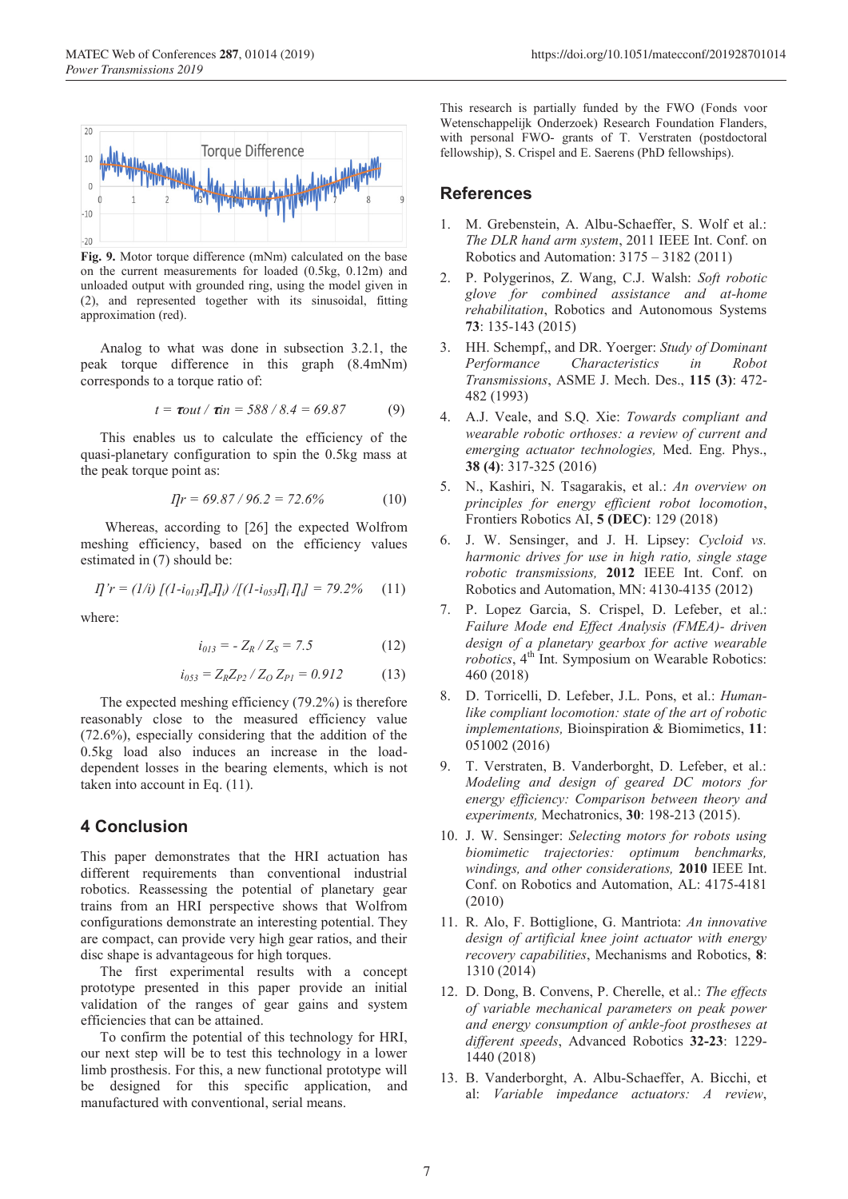Fig. 9. Motor torque difference (mNm) calculated on the base on the current measurements for loaded (0.5kg, 0.12m) and unloaded output with grounded ring, using the model given in (2), and represented together with its sinusoidal, fitting approximation (red).

Analog to what was done in subsection 3.2.1, the peak torque difference in this graph (8.4mNm) corresponds to a torque ratio of:

$$t = \tau_{out} / \tau_{in} = 588 / 8.4 = 69.87 \quad (9)$$

This enables us to calculate the efficiency of the quasi-planetary configuration to spin the 0.5kg mass at the peak torque point as:

$$\eta_r = 69.87 / 96.2 = 72.6\% \quad (10)$$

Whereas, according to [26] the expected Wolfrom meshing efficiency, based on the efficiency values estimated in (7) should be:

$$\eta'_r = (1/i)\,[(1-i_{013}\eta_e\eta_i)\,/[(1-i_{053}\eta_i\,\eta_i] = 79.2\% \quad (11)$$

where:

$$i_{013} = -\,Z_R / Z_S = 7.5 \quad (12)$$

$$i_{053} = Z_R Z_{P2} / Z_O\, Z_{P1} = 0.912 \quad (13)$$

The expected meshing efficiency (79.2%) is therefore reasonably close to the measured efficiency value (72.6%), especially considering that the addition of the 0.5kg load also induces an increase in the load-dependent losses in the bearing elements, which is not taken into account in Eq. (11).

## 4 Conclusion

This paper demonstrates that the HRI actuation has different requirements than conventional industrial robotics. Reassessing the potential of planetary gear trains from an HRI perspective shows that Wolfrom configurations demonstrate an interesting potential. They are compact, can provide very high gear ratios, and their disc shape is advantageous for high torques.

The first experimental results with a concept prototype presented in this paper provide an initial validation of the ranges of gear gains and system efficiencies that can be attained.

To confirm the potential of this technology for HRI, our next step will be to test this technology in a lower limb prosthesis. For this, a new functional prototype will be designed for this specific application, and manufactured with conventional, serial means.

This research is partially funded by the FWO (Fonds voor Wetenschappelijk Onderzoek) Research Foundation Flanders, with personal FWO- grants of T. Verstraten (postdoctoral fellowship), S. Crispel and E. Saerens (PhD fellowships).

## References

1. M. Grebenstein, A. Albu-Schaeffer, S. Wolf et al.: *The DLR hand arm system*, 2011 IEEE Int. Conf. on Robotics and Automation: 3175 – 3182 (2011)
2. P. Polygerinos, Z. Wang, C.J. Walsh: *Soft robotic glove for combined assistance and at-home rehabilitation*, Robotics and Autonomous Systems **73**: 135-143 (2015)
3. HH. Schempf,, and DR. Yoerger: *Study of Dominant Performance Characteristics in Robot Transmissions*, ASME J. Mech. Des., **115 (3)**: 472-482 (1993)
4. A.J. Veale, and S.Q. Xie: *Towards compliant and wearable robotic orthoses: a review of current and emerging actuator technologies,* Med. Eng. Phys., **38 (4)**: 317-325 (2016)
5. N., Kashiri, N. Tsagarakis, et al.: *An overview on principles for energy efficient robot locomotion*, Frontiers Robotics AI, **5 (DEC)**: 129 (2018)
6. J. W. Sensinger, and J. H. Lipsey: *Cycloid vs. harmonic drives for use in high ratio, single stage robotic transmissions,* **2012** IEEE Int. Conf. on Robotics and Automation, MN: 4130-4135 (2012)
7. P. Lopez Garcia, S. Crispel, D. Lefeber, et al.: *Failure Mode end Effect Analysis (FMEA)- driven design of a planetary gearbox for active wearable robotics*, 4th Int. Symposium on Wearable Robotics: 460 (2018)
8. D. Torricelli, D. Lefeber, J.L. Pons, et al.: *Human-like compliant locomotion: state of the art of robotic implementations,* Bioinspiration & Biomimetics, **11**: 051002 (2016)
9. T. Verstraten, B. Vanderborght, D. Lefeber, et al.: *Modeling and design of geared DC motors for energy efficiency: Comparison between theory and experiments,* Mechatronics, **30**: 198-213 (2015).
10. J. W. Sensinger: *Selecting motors for robots using biomimetic trajectories: optimum benchmarks, windings, and other considerations,* **2010** IEEE Int. Conf. on Robotics and Automation, AL: 4175-4181 (2010)
11. R. Alo, F. Bottiglione, G. Mantriota: *An innovative design of artificial knee joint actuator with energy recovery capabilities*, Mechanisms and Robotics, **8**: 1310 (2014)
12. D. Dong, B. Convens, P. Cherelle, et al.: *The effects of variable mechanical parameters on peak power and energy consumption of ankle-foot prostheses at different speeds*, Advanced Robotics **32-23**: 1229-1440 (2018)
13. B. Vanderborght, A. Albu-Schaeffer, A. Bicchi, et al: *Variable impedance actuators: A review*,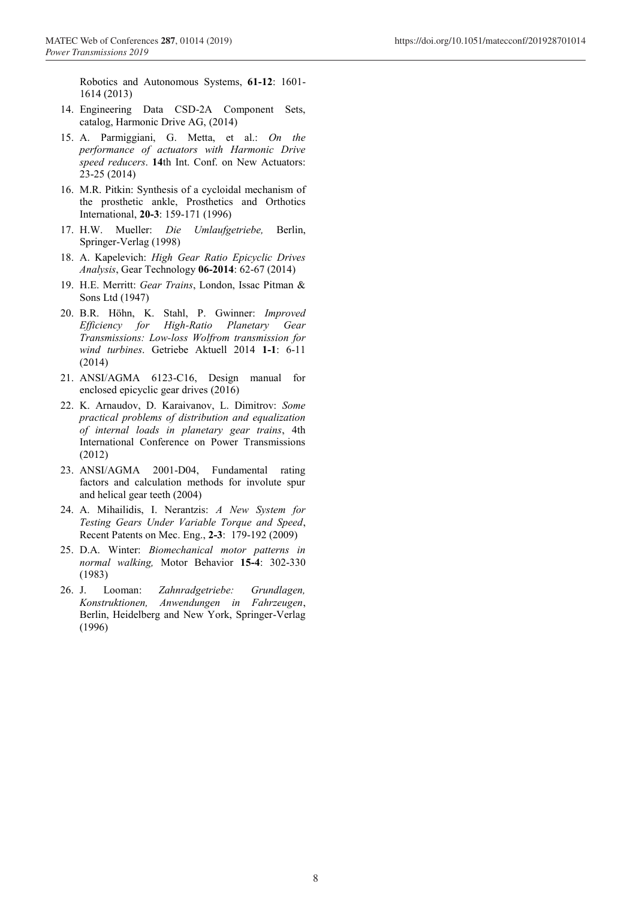Robotics and Autonomous Systems, **61-12**: 1601-1614 (2013)

14. Engineering Data CSD-2A Component Sets, catalog, Harmonic Drive AG, (2014)
15. A. Parmiggiani, G. Metta, et al.: *On the performance of actuators with Harmonic Drive speed reducers*. **14**th Int. Conf. on New Actuators: 23-25 (2014)
16. M.R. Pitkin: Synthesis of a cycloidal mechanism of the prosthetic ankle, Prosthetics and Orthotics International, **20-3**: 159-171 (1996)
17. H.W. Mueller: *Die Umlaufgetriebe,* Berlin, Springer-Verlag (1998)
18. A. Kapelevich: *High Gear Ratio Epicyclic Drives Analysis*, Gear Technology **06-2014**: 62-67 (2014)
19. H.E. Merritt: *Gear Trains*, London, Issac Pitman & Sons Ltd (1947)
20. B.R. Höhn, K. Stahl, P. Gwinner: *Improved Efficiency for High-Ratio Planetary Gear Transmissions: Low-loss Wolfrom transmission for wind turbines*. Getriebe Aktuell 2014 **1-1**: 6-11 (2014)
21. ANSI/AGMA 6123-C16, Design manual for enclosed epicyclic gear drives (2016)
22. K. Arnaudov, D. Karaivanov, L. Dimitrov: *Some practical problems of distribution and equalization of internal loads in planetary gear trains*, 4th International Conference on Power Transmissions (2012)
23. ANSI/AGMA 2001-D04, Fundamental rating factors and calculation methods for involute spur and helical gear teeth (2004)
24. A. Mihailidis, I. Nerantzis: *A New System for Testing Gears Under Variable Torque and Speed*, Recent Patents on Mec. Eng., **2-3**: 179-192 (2009)
25. D.A. Winter: *Biomechanical motor patterns in normal walking,* Motor Behavior **15-4**: 302-330 (1983)
26. J. Looman: *Zahnradgetriebe: Grundlagen, Konstruktionen, Anwendungen in Fahrzeugen*, Berlin, Heidelberg and New York, Springer-Verlag (1996)